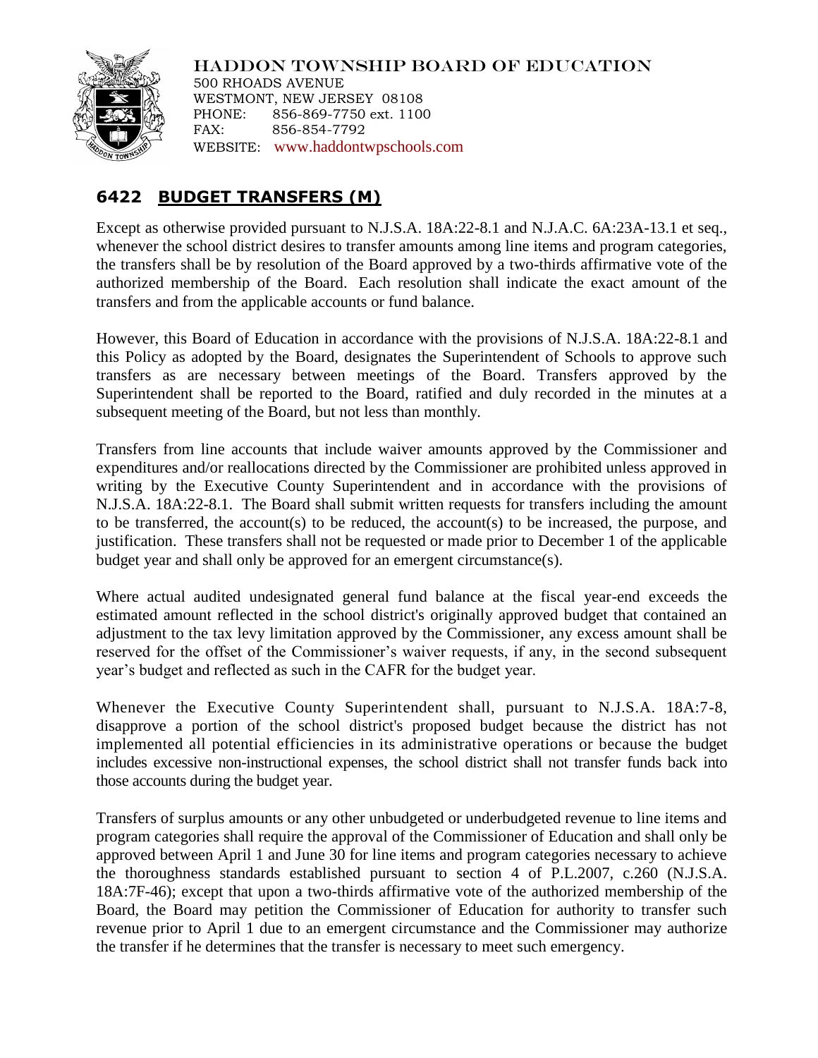HADDON TOWNSHIP BOARD OF EDUCATION
500 RHOADS AVENUE
WESTMONT, NEW JERSEY 08108
PHONE: 856-869-7750 ext. 1100
FAX: 856-854-7792
WEBSITE: www.haddontwpschools.com

## 6422 BUDGET TRANSFERS (M)

Except as otherwise provided pursuant to N.J.S.A. 18A:22-8.1 and N.J.A.C. 6A:23A-13.1 et seq., whenever the school district desires to transfer amounts among line items and program categories, the transfers shall be by resolution of the Board approved by a two-thirds affirmative vote of the authorized membership of the Board. Each resolution shall indicate the exact amount of the transfers and from the applicable accounts or fund balance.

However, this Board of Education in accordance with the provisions of N.J.S.A. 18A:22-8.1 and this Policy as adopted by the Board, designates the Superintendent of Schools to approve such transfers as are necessary between meetings of the Board. Transfers approved by the Superintendent shall be reported to the Board, ratified and duly recorded in the minutes at a subsequent meeting of the Board, but not less than monthly.

Transfers from line accounts that include waiver amounts approved by the Commissioner and expenditures and/or reallocations directed by the Commissioner are prohibited unless approved in writing by the Executive County Superintendent and in accordance with the provisions of N.J.S.A. 18A:22-8.1. The Board shall submit written requests for transfers including the amount to be transferred, the account(s) to be reduced, the account(s) to be increased, the purpose, and justification. These transfers shall not be requested or made prior to December 1 of the applicable budget year and shall only be approved for an emergent circumstance(s).

Where actual audited undesignated general fund balance at the fiscal year-end exceeds the estimated amount reflected in the school district's originally approved budget that contained an adjustment to the tax levy limitation approved by the Commissioner, any excess amount shall be reserved for the offset of the Commissioner's waiver requests, if any, in the second subsequent year's budget and reflected as such in the CAFR for the budget year.

Whenever the Executive County Superintendent shall, pursuant to N.J.S.A. 18A:7-8, disapprove a portion of the school district's proposed budget because the district has not implemented all potential efficiencies in its administrative operations or because the budget includes excessive non-instructional expenses, the school district shall not transfer funds back into those accounts during the budget year.

Transfers of surplus amounts or any other unbudgeted or underbudgeted revenue to line items and program categories shall require the approval of the Commissioner of Education and shall only be approved between April 1 and June 30 for line items and program categories necessary to achieve the thoroughness standards established pursuant to section 4 of P.L.2007, c.260 (N.J.S.A. 18A:7F-46); except that upon a two-thirds affirmative vote of the authorized membership of the Board, the Board may petition the Commissioner of Education for authority to transfer such revenue prior to April 1 due to an emergent circumstance and the Commissioner may authorize the transfer if he determines that the transfer is necessary to meet such emergency.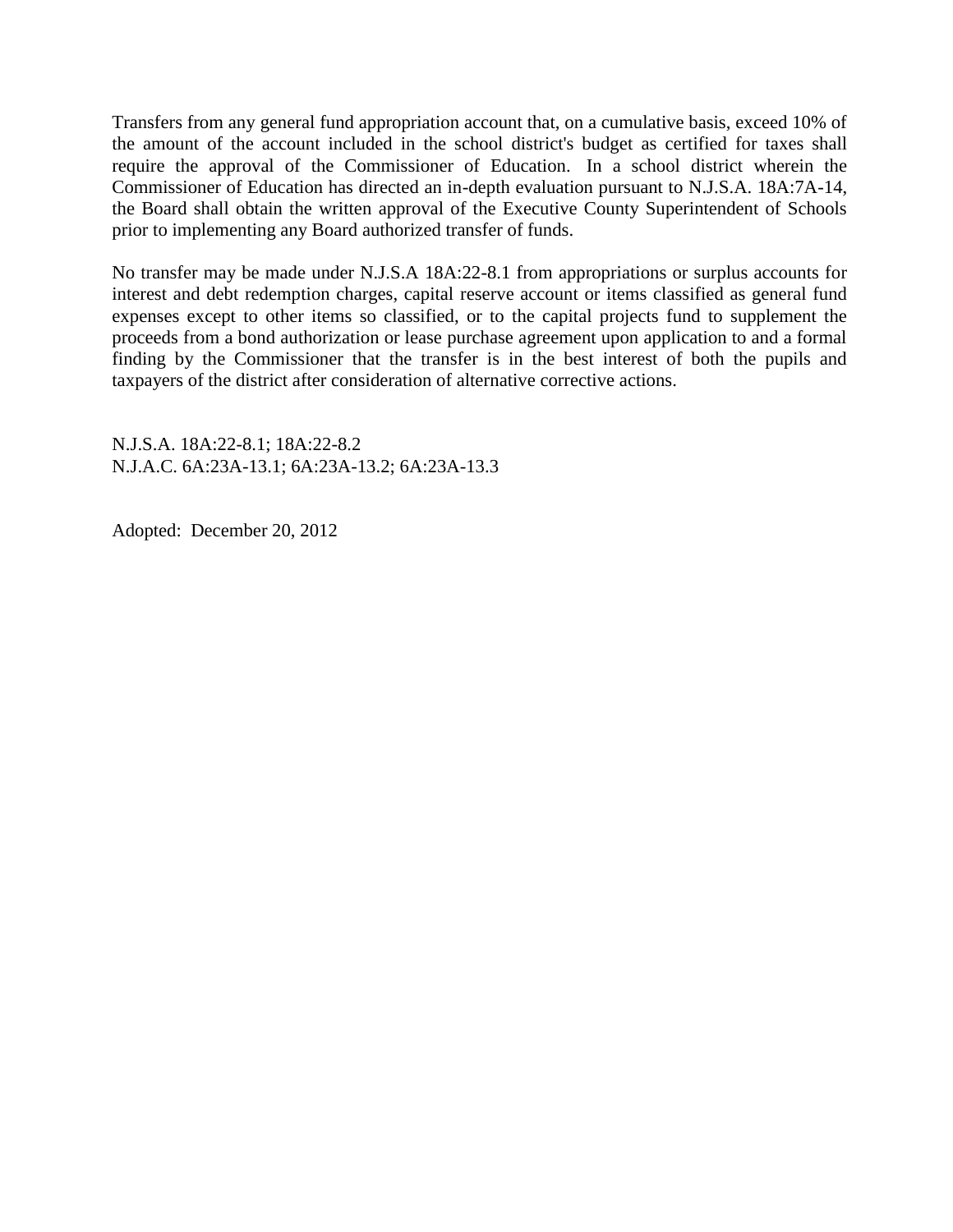Transfers from any general fund appropriation account that, on a cumulative basis, exceed 10% of the amount of the account included in the school district's budget as certified for taxes shall require the approval of the Commissioner of Education. In a school district wherein the Commissioner of Education has directed an in-depth evaluation pursuant to N.J.S.A. 18A:7A-14, the Board shall obtain the written approval of the Executive County Superintendent of Schools prior to implementing any Board authorized transfer of funds.

No transfer may be made under N.J.S.A 18A:22-8.1 from appropriations or surplus accounts for interest and debt redemption charges, capital reserve account or items classified as general fund expenses except to other items so classified, or to the capital projects fund to supplement the proceeds from a bond authorization or lease purchase agreement upon application to and a formal finding by the Commissioner that the transfer is in the best interest of both the pupils and taxpayers of the district after consideration of alternative corrective actions.

N.J.S.A. 18A:22-8.1; 18A:22-8.2
N.J.A.C. 6A:23A-13.1; 6A:23A-13.2; 6A:23A-13.3

Adopted: December 20, 2012